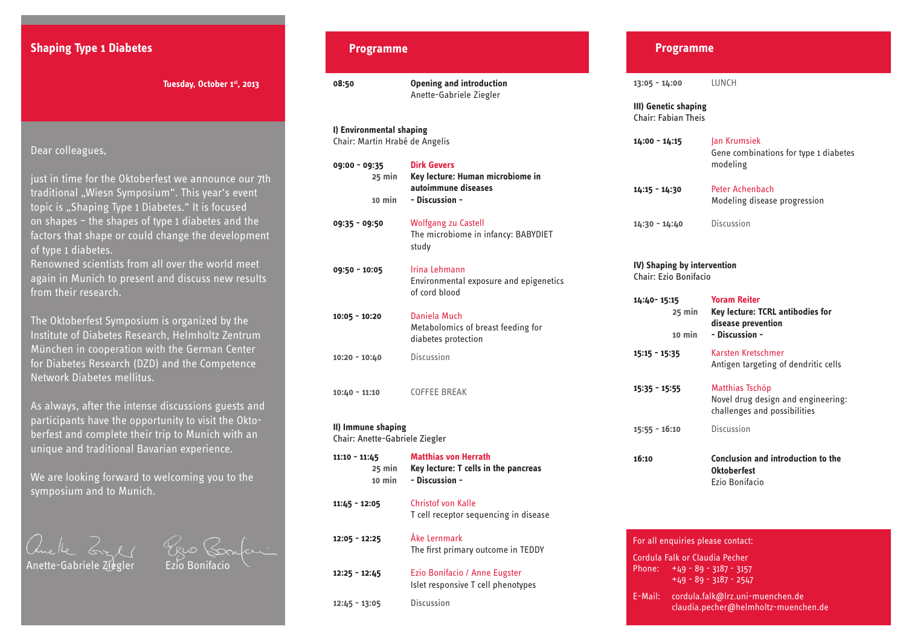# Shaping Type 1 Diabetes

**Tuesday, October 1st, 2013**

Dear colleagues,

just in time for the Oktoberfest we announce our 7th traditional „Wiesn Symposium“. This year's event topic is „Shaping Type 1 Diabetes.“ It is focused on shapes – the shapes of type 1 diabetes and the factors that shape or could change the development of type 1 diabetes.
Renowned scientists from all over the world meet again in Munich to present and discuss new results from their research.

The Oktoberfest Symposium is organized by the Institute of Diabetes Research, Helmholtz Zentrum München in cooperation with the German Center for Diabetes Research (DZD) and the Competence Network Diabetes mellitus.

As always, after the intense discussions guests and participants have the opportunity to visit the Oktoberfest and complete their trip to Munich with an unique and traditional Bavarian experience.

We are looking forward to welcoming you to the symposium and to Munich.

Anette-Gabriele Ziegler    Ezio Bonifacio

## Programme

**08:50** — **Opening and introduction**
Anette-Gabriele Ziegler

**I) Environmental shaping**
Chair: Martin Hrabé de Angelis

**09:00 - 09:35** (25 min / 10 min) — **Dirk Gevers**
**Key lecture: Human microbiome in autoimmune diseases**
**- Discussion -**

**09:35 - 09:50** — Wolfgang zu Castell
The microbiome in infancy: BABYDIET study

**09:50 - 10:05** — Irina Lehmann
Environmental exposure and epigenetics of cord blood

**10:05 - 10:20** — Daniela Much
Metabolomics of breast feeding for diabetes protection

**10:20 - 10:40** — Discussion

**10:40 - 11:10** — COFFEE BREAK

**II) Immune shaping**
Chair: Anette-Gabriele Ziegler

**11:10 - 11:45** (25 min / 10 min) — **Matthias von Herrath**
**Key lecture: T cells in the pancreas**
**- Discussion -**

**11:45 - 12:05** — Christof von Kalle
T cell receptor sequencing in disease

**12:05 - 12:25** — Åke Lernmark
The first primary outcome in TEDDY

**12:25 - 12:45** — Ezio Bonifacio / Anne Eugster
Islet responsive T cell phenotypes

**12:45 - 13:05** — Discussion

## Programme

**13:05 - 14:00** — LUNCH

**III) Genetic shaping**
Chair: Fabian Theis

**14:00 - 14:15** — Jan Krumsiek
Gene combinations for type 1 diabetes modeling

**14:15 - 14:30** — Peter Achenbach
Modeling disease progression

**14:30 - 14:40** — Discussion

**IV) Shaping by intervention**
Chair: Ezio Bonifacio

**14:40- 15:15** (25 min / 10 min) — **Yoram Reiter**
**Key lecture: TCRL antibodies for disease prevention**
**- Discussion -**

**15:15 - 15:35** — Karsten Kretschmer
Antigen targeting of dendritic cells

**15:35 - 15:55** — Matthias Tschöp
Novel drug design and engineering: challenges and possibilities

**15:55 - 16:10** — Discussion

**16:10** — **Conclusion and introduction to the Oktoberfest**
Ezio Bonifacio

For all enquiries please contact:

Cordula Falk or Claudia Pecher
Phone: +49 - 89 - 3187 - 3157
+49 - 89 - 3187 - 2547

E-Mail: cordula.falk@lrz.uni-muenchen.de
claudia.pecher@helmholtz-muenchen.de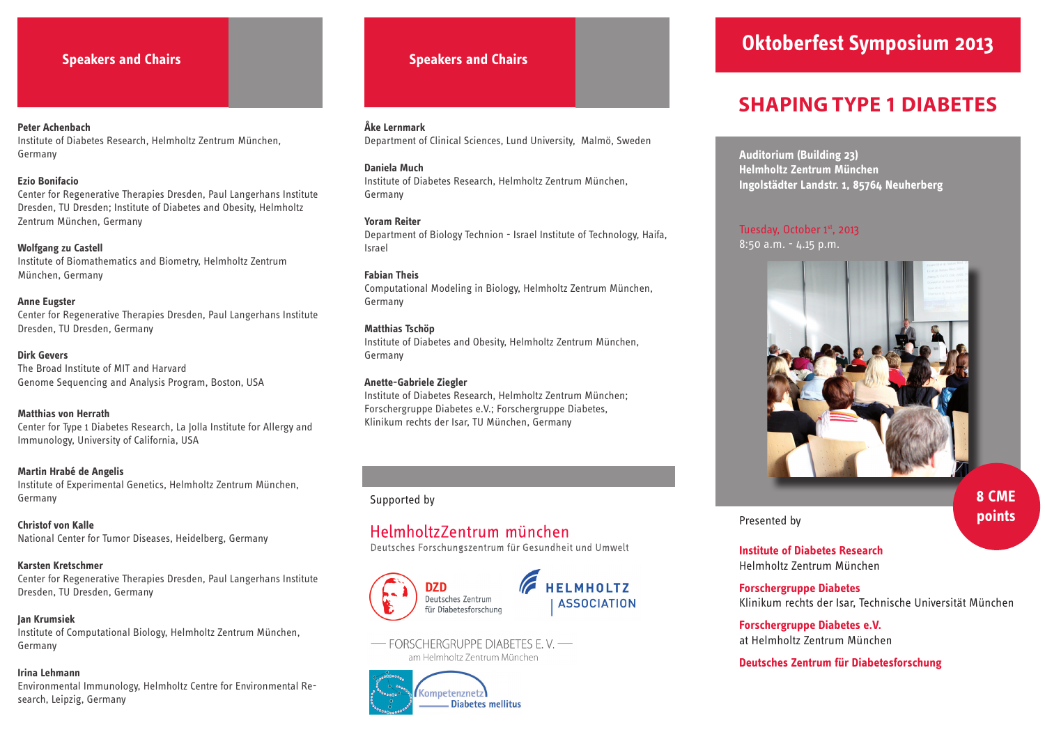## Speakers and Chairs

**Peter Achenbach**
Institute of Diabetes Research, Helmholtz Zentrum München, Germany

**Ezio Bonifacio**
Center for Regenerative Therapies Dresden, Paul Langerhans Institute Dresden, TU Dresden; Institute of Diabetes and Obesity, Helmholtz Zentrum München, Germany

**Wolfgang zu Castell**
Institute of Biomathematics and Biometry, Helmholtz Zentrum München, Germany

**Anne Eugster**
Center for Regenerative Therapies Dresden, Paul Langerhans Institute Dresden, TU Dresden, Germany

**Dirk Gevers**
The Broad Institute of MIT and Harvard
Genome Sequencing and Analysis Program, Boston, USA

**Matthias von Herrath**
Center for Type 1 Diabetes Research, La Jolla Institute for Allergy and Immunology, University of California, USA

**Martin Hrabé de Angelis**
Institute of Experimental Genetics, Helmholtz Zentrum München, Germany

**Christof von Kalle**
National Center for Tumor Diseases, Heidelberg, Germany

**Karsten Kretschmer**
Center for Regenerative Therapies Dresden, Paul Langerhans Institute Dresden, TU Dresden, Germany

**Jan Krumsiek**
Institute of Computational Biology, Helmholtz Zentrum München, Germany

**Irina Lehmann**
Environmental Immunology, Helmholtz Centre for Environmental Research, Leipzig, Germany

## Speakers and Chairs

**Åke Lernmark**
Department of Clinical Sciences, Lund University, Malmö, Sweden

**Daniela Much**
Institute of Diabetes Research, Helmholtz Zentrum München, Germany

**Yoram Reiter**
Department of Biology Technion - Israel Institute of Technology, Haifa, Israel

**Fabian Theis**
Computational Modeling in Biology, Helmholtz Zentrum München, Germany

**Matthias Tschöp**
Institute of Diabetes and Obesity, Helmholtz Zentrum München, Germany

**Anette-Gabriele Ziegler**
Institute of Diabetes Research, Helmholtz Zentrum München; Forschergruppe Diabetes e.V.; Forschergruppe Diabetes, Klinikum rechts der Isar, TU München, Germany

Supported by

HelmholtzZentrum münchen
Deutsches Forschungszentrum für Gesundheit und Umwelt

DZD Deutsches Zentrum für Diabetesforschung

HELMHOLTZ | ASSOCIATION

FORSCHERGRUPPE DIABETES E. V.
am Helmholtz Zentrum München

Kompetenznetz Diabetes mellitus

# Oktoberfest Symposium 2013

# SHAPING TYPE 1 DIABETES

**Auditorium (Building 23)**
**Helmholtz Zentrum München**
**Ingolstädter Landstr. 1, 85764 Neuherberg**

Tuesday, October 1st, 2013
8:50 a.m. - 4.15 p.m.

**8 CME points**

Presented by

**Institute of Diabetes Research**
Helmholtz Zentrum München

**Forschergruppe Diabetes**
Klinikum rechts der Isar, Technische Universität München

**Forschergruppe Diabetes e.V.**
at Helmholtz Zentrum München

**Deutsches Zentrum für Diabetesforschung**